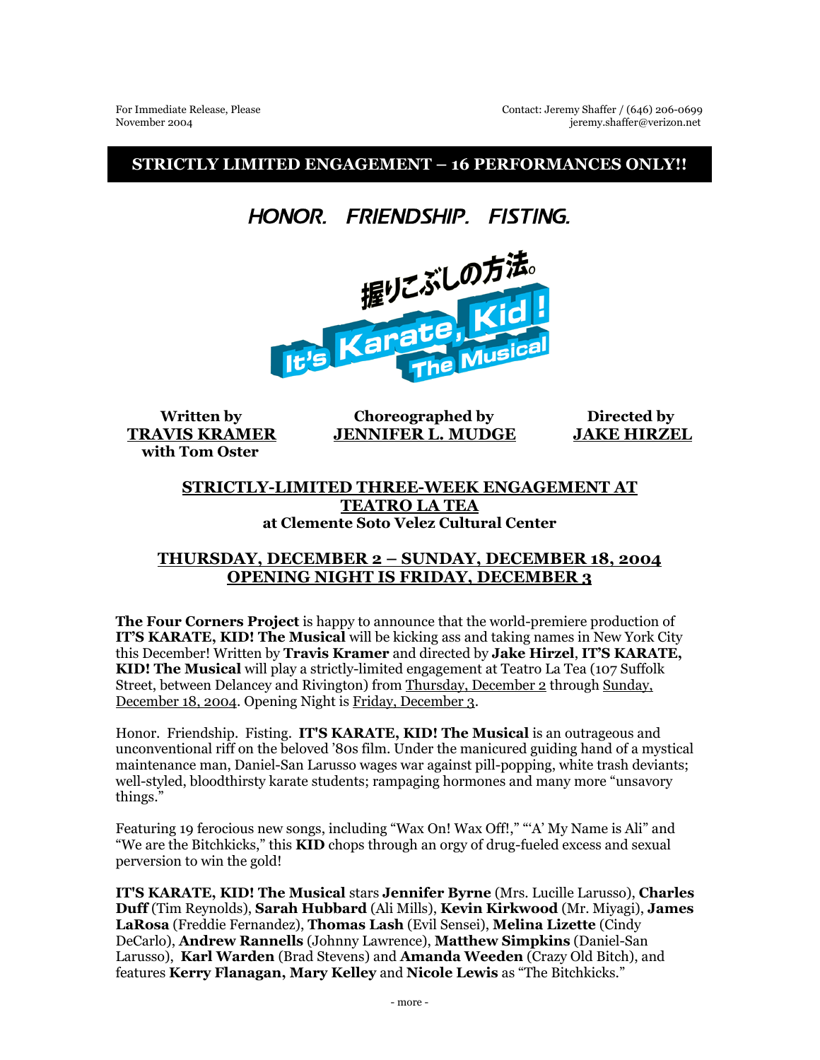For Immediate Release, Please
November 2004

Contact: Jeremy Shaffer / (646) 206-0699
jeremy.shaffer@verizon.net

**STRICTLY LIMITED ENGAGEMENT – 16 PERFORMANCES ONLY!!**

# *HONOR. FRIENDSHIP. FISTING.*

握りこぶしの方法。

It's Karate, Kid! The Musical

| Written by | Choreographed by | Directed by |
| --- | --- | --- |
| **TRAVIS KRAMER** with Tom Oster | **JENNIFER L. MUDGE** | **JAKE HIRZEL** |

**STRICTLY-LIMITED THREE-WEEK ENGAGEMENT AT TEATRO LA TEA**
**at Clemente Soto Velez Cultural Center**

**THURSDAY, DECEMBER 2 – SUNDAY, DECEMBER 18, 2004**
**OPENING NIGHT IS FRIDAY, DECEMBER 3**

**The Four Corners Project** is happy to announce that the world-premiere production of **IT'S KARATE, KID! The Musical** will be kicking ass and taking names in New York City this December! Written by **Travis Kramer** and directed by **Jake Hirzel**, **IT'S KARATE, KID! The Musical** will play a strictly-limited engagement at Teatro La Tea (107 Suffolk Street, between Delancey and Rivington) from Thursday, December 2 through Sunday, December 18, 2004. Opening Night is Friday, December 3.

Honor. Friendship. Fisting. **IT'S KARATE, KID! The Musical** is an outrageous and unconventional riff on the beloved '80s film. Under the manicured guiding hand of a mystical maintenance man, Daniel-San Larusso wages war against pill-popping, white trash deviants; well-styled, bloodthirsty karate students; rampaging hormones and many more "unsavory things."

Featuring 19 ferocious new songs, including "Wax On! Wax Off!," "'A' My Name is Ali" and "We are the Bitchkicks," this **KID** chops through an orgy of drug-fueled excess and sexual perversion to win the gold!

**IT'S KARATE, KID! The Musical** stars **Jennifer Byrne** (Mrs. Lucille Larusso), **Charles Duff** (Tim Reynolds), **Sarah Hubbard** (Ali Mills), **Kevin Kirkwood** (Mr. Miyagi), **James LaRosa** (Freddie Fernandez), **Thomas Lash** (Evil Sensei), **Melina Lizette** (Cindy DeCarlo), **Andrew Rannells** (Johnny Lawrence), **Matthew Simpkins** (Daniel-San Larusso), **Karl Warden** (Brad Stevens) and **Amanda Weeden** (Crazy Old Bitch), and features **Kerry Flanagan, Mary Kelley** and **Nicole Lewis** as "The Bitchkicks."

- more -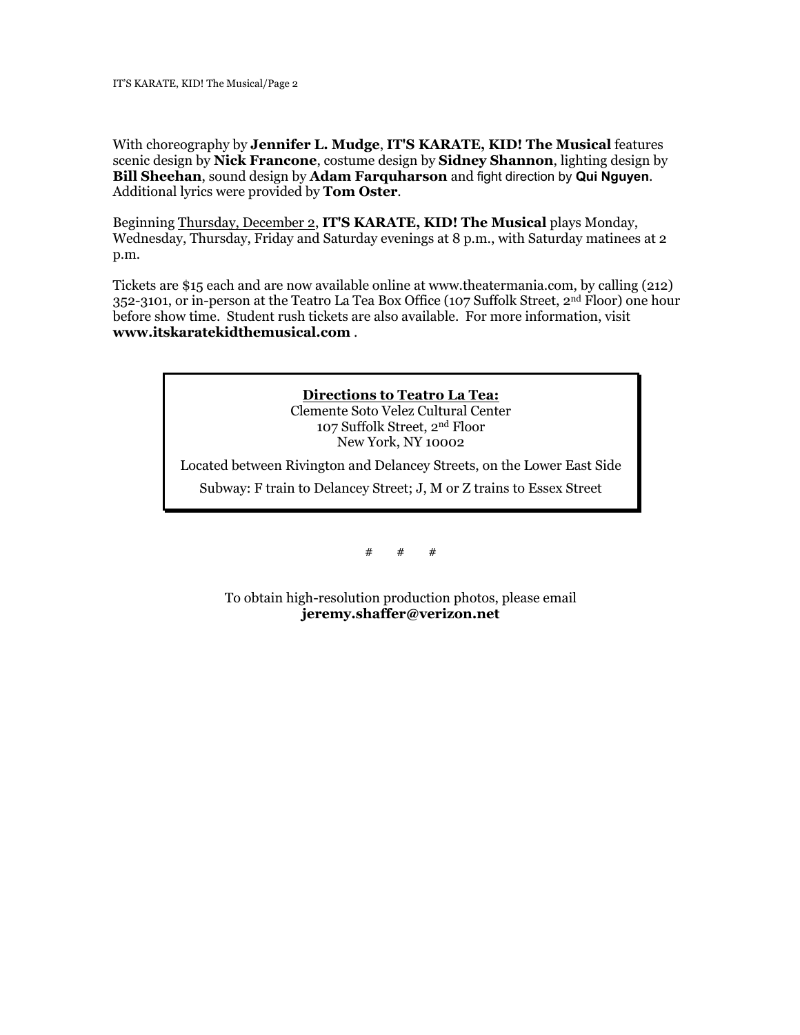With choreography by **Jennifer L. Mudge**, **IT'S KARATE, KID! The Musical** features scenic design by **Nick Francone**, costume design by **Sidney Shannon**, lighting design by **Bill Sheehan**, sound design by **Adam Farquharson** and fight direction by **Qui Nguyen**. Additional lyrics were provided by **Tom Oster**.

Beginning Thursday, December 2, **IT'S KARATE, KID! The Musical** plays Monday, Wednesday, Thursday, Friday and Saturday evenings at 8 p.m., with Saturday matinees at 2 p.m.

Tickets are $15 each and are now available online at www.theatermania.com, by calling (212) 352-3101, or in-person at the Teatro La Tea Box Office (107 Suffolk Street, 2nd Floor) one hour before show time. Student rush tickets are also available. For more information, visit **www.itskaratekidthemusical.com** .

**Directions to Teatro La Tea:**
Clemente Soto Velez Cultural Center
107 Suffolk Street, 2nd Floor
New York, NY 10002

Located between Rivington and Delancey Streets, on the Lower East Side

Subway: F train to Delancey Street; J, M or Z trains to Essex Street

# # #

To obtain high-resolution production photos, please email
**jeremy.shaffer@verizon.net**